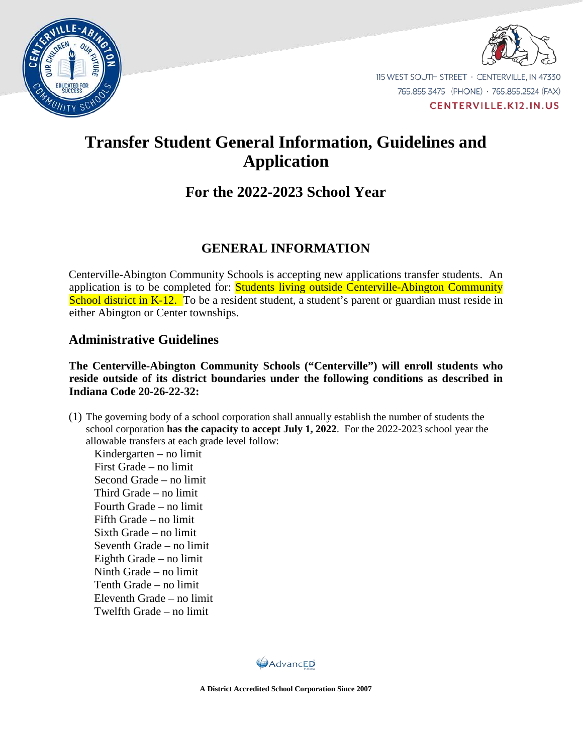115 WEST SOUTH STREET · CENTERVILLE, IN 47330
765.855.3475 (PHONE) · 765.855.2524 (FAX)
CENTERVILLE.K12.IN.US

# Transfer Student General Information, Guidelines and Application

## For the 2022-2023 School Year

## GENERAL INFORMATION

Centerville-Abington Community Schools is accepting new applications transfer students. An application is to be completed for: Students living outside Centerville-Abington Community School district in K-12. To be a resident student, a student's parent or guardian must reside in either Abington or Center townships.

## Administrative Guidelines

**The Centerville-Abington Community Schools ("Centerville") will enroll students who reside outside of its district boundaries under the following conditions as described in Indiana Code 20-26-22-32:**

(1) The governing body of a school corporation shall annually establish the number of students the school corporation **has the capacity to accept July 1, 2022**. For the 2022-2023 school year the allowable transfers at each grade level follow:

Kindergarten – no limit
First Grade – no limit
Second Grade – no limit
Third Grade – no limit
Fourth Grade – no limit
Fifth Grade – no limit
Sixth Grade – no limit
Seventh Grade – no limit
Eighth Grade – no limit
Ninth Grade – no limit
Tenth Grade – no limit
Eleventh Grade – no limit
Twelfth Grade – no limit

**A District Accredited School Corporation Since 2007**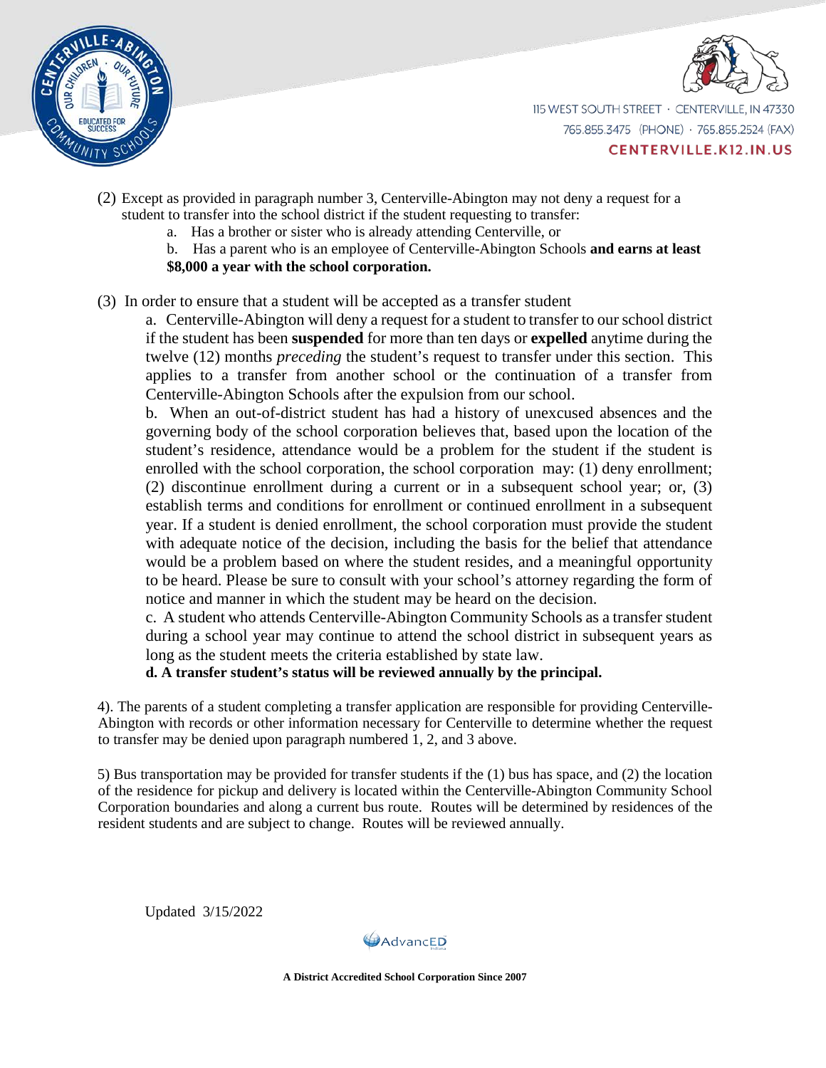(2) Except as provided in paragraph number 3, Centerville-Abington may not deny a request for a student to transfer into the school district if the student requesting to transfer:

a. Has a brother or sister who is already attending Centerville, or

b. Has a parent who is an employee of Centerville-Abington Schools **and earns at least $8,000 a year with the school corporation.**

(3) In order to ensure that a student will be accepted as a transfer student

a. Centerville-Abington will deny a request for a student to transfer to our school district if the student has been **suspended** for more than ten days or **expelled** anytime during the twelve (12) months *preceding* the student's request to transfer under this section. This applies to a transfer from another school or the continuation of a transfer from Centerville-Abington Schools after the expulsion from our school.

b. When an out-of-district student has had a history of unexcused absences and the governing body of the school corporation believes that, based upon the location of the student's residence, attendance would be a problem for the student if the student is enrolled with the school corporation, the school corporation may: (1) deny enrollment; (2) discontinue enrollment during a current or in a subsequent school year; or, (3) establish terms and conditions for enrollment or continued enrollment in a subsequent year. If a student is denied enrollment, the school corporation must provide the student with adequate notice of the decision, including the basis for the belief that attendance would be a problem based on where the student resides, and a meaningful opportunity to be heard. Please be sure to consult with your school's attorney regarding the form of notice and manner in which the student may be heard on the decision.

c. A student who attends Centerville-Abington Community Schools as a transfer student during a school year may continue to attend the school district in subsequent years as long as the student meets the criteria established by state law.

**d. A transfer student's status will be reviewed annually by the principal.**

4). The parents of a student completing a transfer application are responsible for providing Centerville-Abington with records or other information necessary for Centerville to determine whether the request to transfer may be denied upon paragraph numbered 1, 2, and 3 above.

5) Bus transportation may be provided for transfer students if the (1) bus has space, and (2) the location of the residence for pickup and delivery is located within the Centerville-Abington Community School Corporation boundaries and along a current bus route. Routes will be determined by residences of the resident students and are subject to change. Routes will be reviewed annually.

Updated 3/15/2022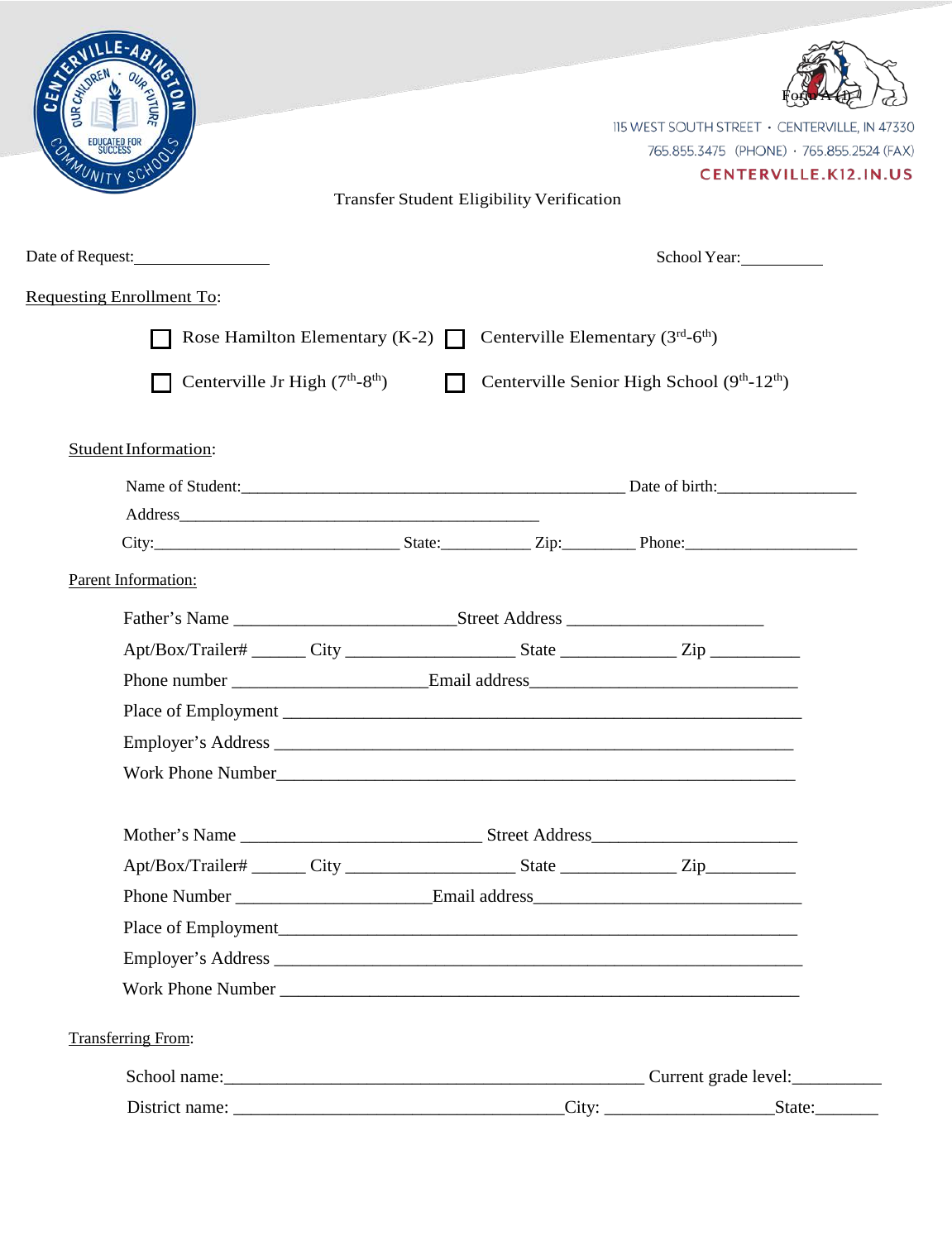Form A (1)

115 WEST SOUTH STREET • CENTERVILLE, IN 47330
765.855.3475 (PHONE) • 765.855.2524 (FAX)
CENTERVILLE.K12.IN.US

# Transfer Student Eligibility Verification

Date of Request:________________ School Year:__________

Requesting Enrollment To:

☐ Rose Hamilton Elementary (K-2) ☐ Centerville Elementary ($3^{rd}$-$6^{th}$)

☐ Centerville Jr High ($7^{th}$-$8^{th}$) ☐ Centerville Senior High School ($9^{th}$-$12^{th}$)

Student Information:

Name of Student:______________________________________________ Date of birth:________________

Address____________________________________________

City:_____________________________ State:__________ Zip:________ Phone:____________________

Parent Information:

Father's Name ________________________Street Address ______________________

Apt/Box/Trailer# ______ City __________________ State ____________ Zip __________

Phone number _____________________Email address_____________________________

Place of Employment ___________________________________________________________

Employer's Address ___________________________________________________________

Work Phone Number____________________________________________________________

Mother's Name __________________________ Street Address______________________

Apt/Box/Trailer# ______ City __________________ State ____________ Zip__________

Phone Number _____________________Email address_____________________________

Place of Employment___________________________________________________________

Employer's Address ___________________________________________________________

Work Phone Number ___________________________________________________________

Transferring From:

School name:______________________________________________ Current grade level:__________

District name: ____________________________________City: __________________State:_______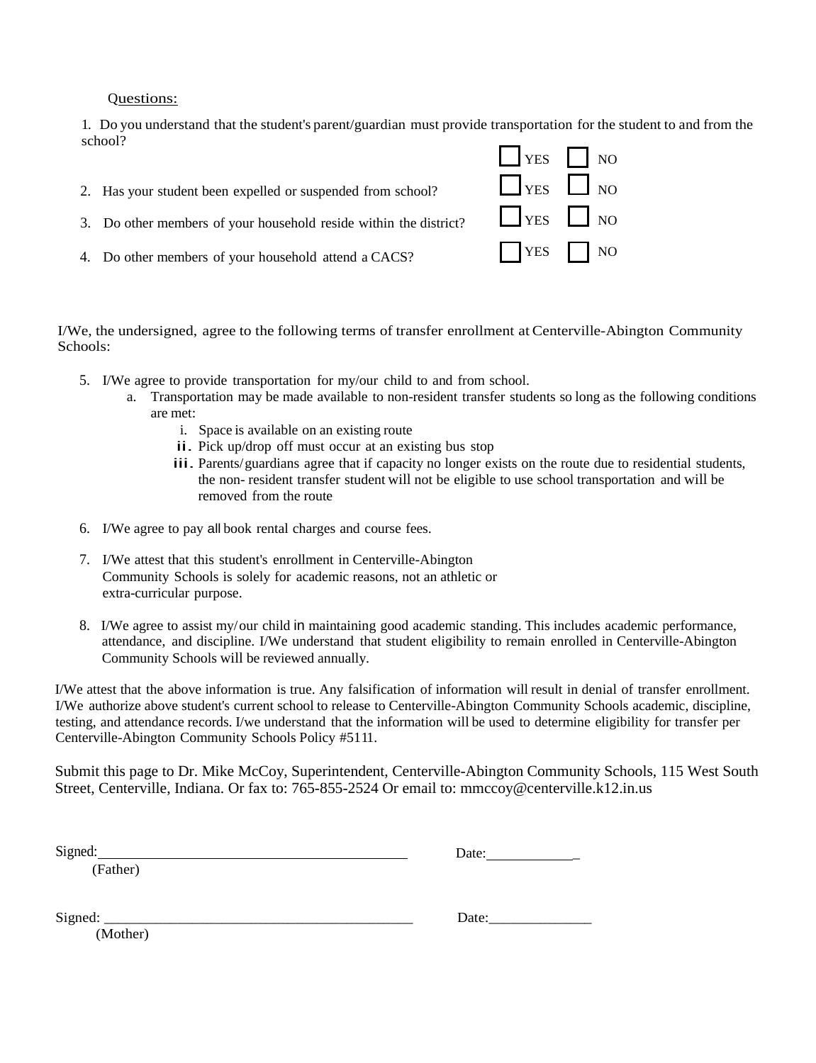Questions:

1. Do you understand that the student's parent/guardian must provide transportation for the student to and from the school?

☐ YES ☐ NO

2. Has your student been expelled or suspended from school? ☐ YES ☐ NO

3. Do other members of your household reside within the district? ☐ YES ☐ NO

4. Do other members of your household attend a CACS? ☐ YES ☐ NO

I/We, the undersigned, agree to the following terms of transfer enrollment at Centerville-Abington Community Schools:

5. I/We agree to provide transportation for my/our child to and from school.
   a. Transportation may be made available to non-resident transfer students so long as the following conditions are met:
      i. Space is available on an existing route
      ii. Pick up/drop off must occur at an existing bus stop
      iii. Parents/guardians agree that if capacity no longer exists on the route due to residential students, the non- resident transfer student will not be eligible to use school transportation and will be removed from the route

6. I/We agree to pay all book rental charges and course fees.

7. I/We attest that this student's enrollment in Centerville-Abington Community Schools is solely for academic reasons, not an athletic or extra-curricular purpose.

8. I/We agree to assist my/our child in maintaining good academic standing. This includes academic performance, attendance, and discipline. I/We understand that student eligibility to remain enrolled in Centerville-Abington Community Schools will be reviewed annually.

I/We attest that the above information is true. Any falsification of information will result in denial of transfer enrollment. I/We authorize above student's current school to release to Centerville-Abington Community Schools academic, discipline, testing, and attendance records. I/we understand that the information will be used to determine eligibility for transfer per Centerville-Abington Community Schools Policy #5111.

Submit this page to Dr. Mike McCoy, Superintendent, Centerville-Abington Community Schools, 115 West South Street, Centerville, Indiana. Or fax to: 765-855-2524 Or email to: mmccoy@centerville.k12.in.us

Signed:\_\_\_\_\_\_\_\_\_\_\_\_\_\_\_\_\_\_\_\_\_\_\_\_\_\_\_\_\_\_\_\_\_\_\_\_\_\_\_\_ Date:\_\_\_\_\_\_\_\_\_\_\_\_\_
(Father)

Signed: \_\_\_\_\_\_\_\_\_\_\_\_\_\_\_\_\_\_\_\_\_\_\_\_\_\_\_\_\_\_\_\_\_\_\_\_\_\_\_\_ Date:\_\_\_\_\_\_\_\_\_\_\_\_\_\_
(Mother)